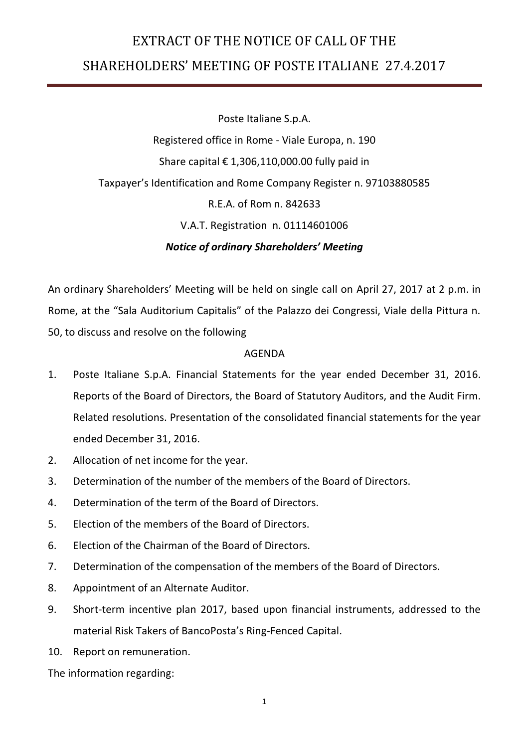# EXTRACT OF THE NOTICE OF CALL OF THE SHAREHOLDERS' MEETING OF POSTE ITALIANE 27.4.2017

Poste Italiane S.p.A.

Registered office in Rome - Viale Europa, n. 190

Share capital € 1,306,110,000.00 fully paid in

Taxpayer's Identification and Rome Company Register n. 97103880585

R.E.A. of Rom n. 842633

V.A.T. Registration n. 01114601006

***Notice of ordinary Shareholders' Meeting***

An ordinary Shareholders' Meeting will be held on single call on April 27, 2017 at 2 p.m. in Rome, at the "Sala Auditorium Capitalis" of the Palazzo dei Congressi, Viale della Pittura n. 50, to discuss and resolve on the following

AGENDA

1. Poste Italiane S.p.A. Financial Statements for the year ended December 31, 2016. Reports of the Board of Directors, the Board of Statutory Auditors, and the Audit Firm. Related resolutions. Presentation of the consolidated financial statements for the year ended December 31, 2016.
2. Allocation of net income for the year.
3. Determination of the number of the members of the Board of Directors.
4. Determination of the term of the Board of Directors.
5. Election of the members of the Board of Directors.
6. Election of the Chairman of the Board of Directors.
7. Determination of the compensation of the members of the Board of Directors.
8. Appointment of an Alternate Auditor.
9. Short-term incentive plan 2017, based upon financial instruments, addressed to the material Risk Takers of BancoPosta's Ring-Fenced Capital.
10. Report on remuneration.

The information regarding: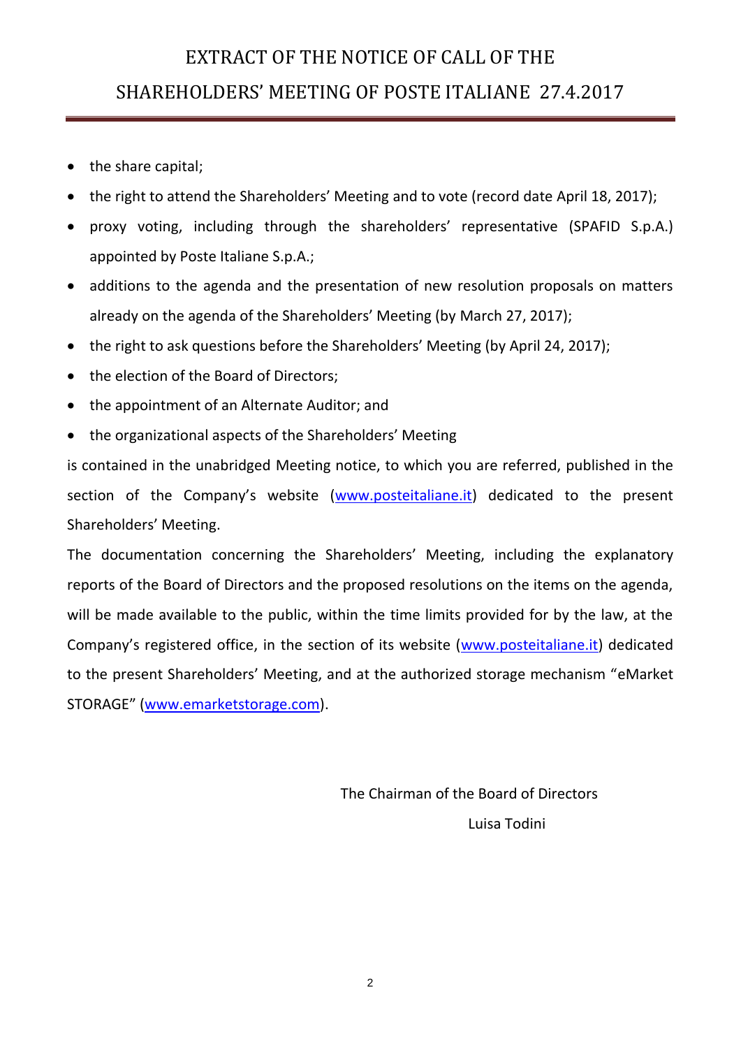# EXTRACT OF THE NOTICE OF CALL OF THE SHAREHOLDERS' MEETING OF POSTE ITALIANE 27.4.2017

- the share capital;
- the right to attend the Shareholders' Meeting and to vote (record date April 18, 2017);
- proxy voting, including through the shareholders' representative (SPAFID S.p.A.) appointed by Poste Italiane S.p.A.;
- additions to the agenda and the presentation of new resolution proposals on matters already on the agenda of the Shareholders' Meeting (by March 27, 2017);
- the right to ask questions before the Shareholders' Meeting (by April 24, 2017);
- the election of the Board of Directors;
- the appointment of an Alternate Auditor; and
- the organizational aspects of the Shareholders' Meeting

is contained in the unabridged Meeting notice, to which you are referred, published in the section of the Company's website (www.posteitaliane.it) dedicated to the present Shareholders' Meeting.

The documentation concerning the Shareholders' Meeting, including the explanatory reports of the Board of Directors and the proposed resolutions on the items on the agenda, will be made available to the public, within the time limits provided for by the law, at the Company's registered office, in the section of its website (www.posteitaliane.it) dedicated to the present Shareholders' Meeting, and at the authorized storage mechanism "eMarket STORAGE" (www.emarketstorage.com).

The Chairman of the Board of Directors

Luisa Todini